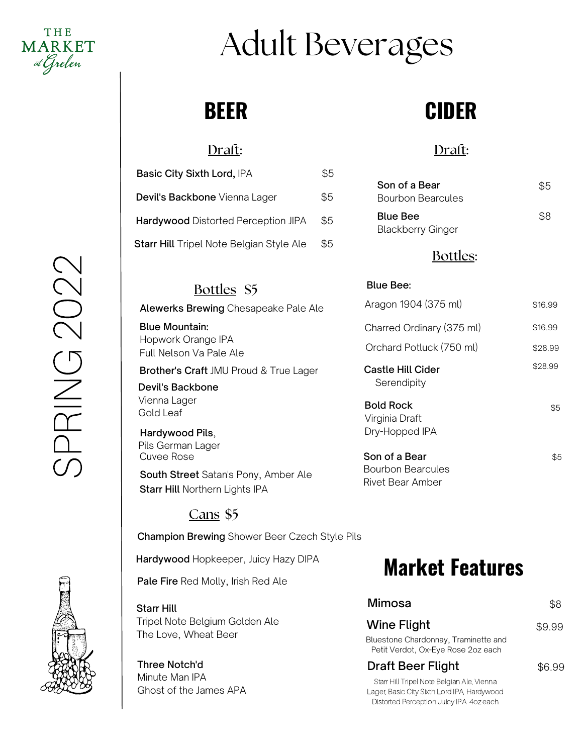THE MARKET at Grelen

# Adult Beverages

SPRING 2022

## BEER

### Draft:

| | |
|---|---|
| **Basic City Sixth Lord,** IPA | $5 |
| **Devil's Backbone** Vienna Lager | $5 |
| **Hardywood** Distorted Perception JIPA | $5 |
| **Starr Hill** Tripel Note Belgian Style Ale | $5 |

### Bottles $5

**Alewerks Brewing** Chesapeake Pale Ale

**Blue Mountain:**
Hopwork Orange IPA
Full Nelson Va Pale Ale

**Brother's Craft** JMU Proud & True Lager

**Devil's Backbone**
Vienna Lager
Gold Leaf

**Hardywood Pils**,
Pils German Lager
Cuvee Rose

**South Street** Satan's Pony, Amber Ale

**Starr Hill** Northern Lights IPA

### Cans $5

**Champion Brewing** Shower Beer Czech Style Pils

**Hardywood** Hopkeeper, Juicy Hazy DIPA

**Pale Fire** Red Molly, Irish Red Ale

**Starr Hill**
Tripel Note Belgium Golden Ale
The Love, Wheat Beer

**Three Notch'd**
Minute Man IPA
Ghost of the James APA

## CIDER

### Draft:

| | |
|---|---|
| **Son of a Bear** Bourbon Bearcules | $5 |
| **Blue Bee** Blackberry Ginger | $8 |

### Bottles:

**Blue Bee:**

| | |
|---|---|
| Aragon 1904 (375 ml) | $16.99 |
| Charred Ordinary (375 ml) | $16.99 |
| Orchard Potluck (750 ml) | $28.99 |
| **Castle Hill Cider** Serendipity | $28.99 |
| **Bold Rock** Virginia Draft, Dry-Hopped IPA | $5 |
| **Son of a Bear** Bourbon Bearcules, Rivet Bear Amber | $5 |

## Market Features

| | |
|---|---|
| **Mimosa** | $8 |
| **Wine Flight** Bluestone Chardonnay, Traminette and Petit Verdot, Ox-Eye Rose 2oz each | $9.99 |
| **Draft Beer Flight** Starr Hill Tripel Note Belgian Ale, Vienna Lager, Basic City Sixth Lord IPA, Hardywood Distorted Perception Juicy IPA 4oz each | $6.99 |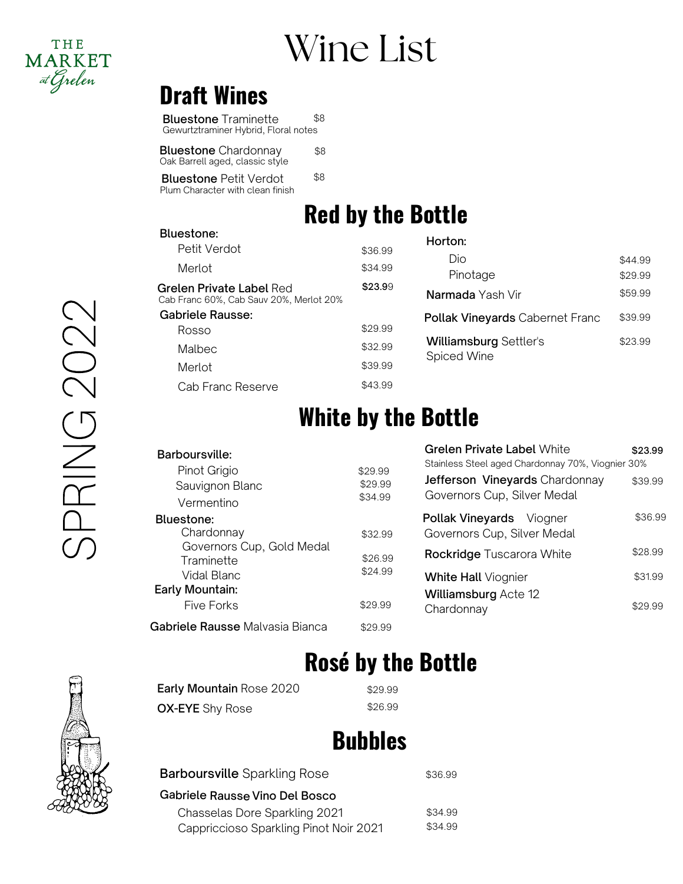THE MARKET at Grelen

# Wine List

SPRING 2022

## Draft Wines

**Bluestone** Traminette $8
Gewurtztraminer Hybrid, Floral notes

**Bluestone** Chardonnay $8
Oak Barrell aged, classic style

**Bluestone** Petit Verdot $8
Plum Character with clean finish

## Red by the Bottle

**Bluestone:**
- Petit Verdot $36.99
- Merlot $34.99

**Grelen Private Label** Red **$23.99**
Cab Franc 60%, Cab Sauv 20%, Merlot 20%

**Gabriele Rausse:**
- Rosso $29.99
- Malbec $32.99
- Merlot $39.99
- Cab Franc Reserve $43.99

**Horton:**
- Dio $44.99
- Pinotage $29.99

**Narmada** Yash Vir $59.99

**Pollak Vineyards** Cabernet Franc $39.99

**Williamsburg** Settler's Spiced Wine $23.99

## White by the Bottle

**Barboursville:**
- Pinot Grigio $29.99
- Sauvignon Blanc $29.99
- Vermentino $34.99

**Bluestone:**
- Chardonnay $32.99
  Governors Cup, Gold Medal
- Traminette $26.99
- Vidal Blanc $24.99

**Early Mountain:**
- Five Forks $29.99

**Gabriele Rausse** Malvasia Bianca $29.99

**Grelen Private Label** White **$23.99**
Stainless Steel aged Chardonnay 70%, Viognier 30%

**Jefferson Vineyards** Chardonnay $39.99
Governors Cup, Silver Medal

**Pollak Vineyards** Viognier $36.99
Governors Cup, Silver Medal

**Rockridge** Tuscarora White $28.99

**White Hall** Viognier $31.99

**Williamsburg** Acte 12 Chardonnay $29.99

## Rosé by the Bottle

**Early Mountain** Rose 2020 $29.99

**OX-EYE** Shy Rose $26.99

## Bubbles

**Barboursville** Sparkling Rose $36.99

**Gabriele Rausse Vino Del Bosco**
- Chasselas Dore Sparkling 2021 $34.99
- Cappriccioso Sparkling Pinot Noir 2021 $34.99